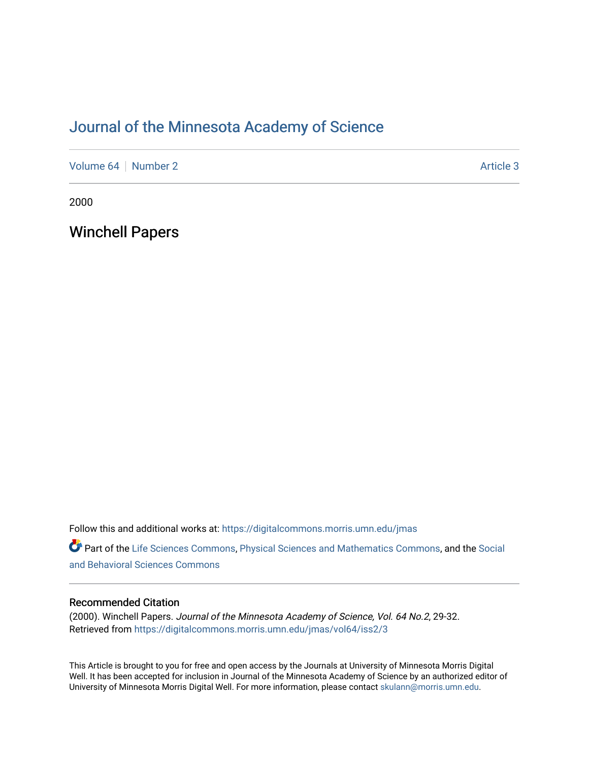# Journal of the Minnesota Academy of Science

Volume 64 | Number 2 | Article 3

2000

## Winchell Papers

Follow this and additional works at: https://digitalcommons.morris.umn.edu/jmas

Part of the Life Sciences Commons, Physical Sciences and Mathematics Commons, and the Social and Behavioral Sciences Commons

### Recommended Citation

(2000). Winchell Papers. *Journal of the Minnesota Academy of Science, Vol. 64 No.2*, 29-32.
Retrieved from https://digitalcommons.morris.umn.edu/jmas/vol64/iss2/3

This Article is brought to you for free and open access by the Journals at University of Minnesota Morris Digital Well. It has been accepted for inclusion in Journal of the Minnesota Academy of Science by an authorized editor of University of Minnesota Morris Digital Well. For more information, please contact skulann@morris.umn.edu.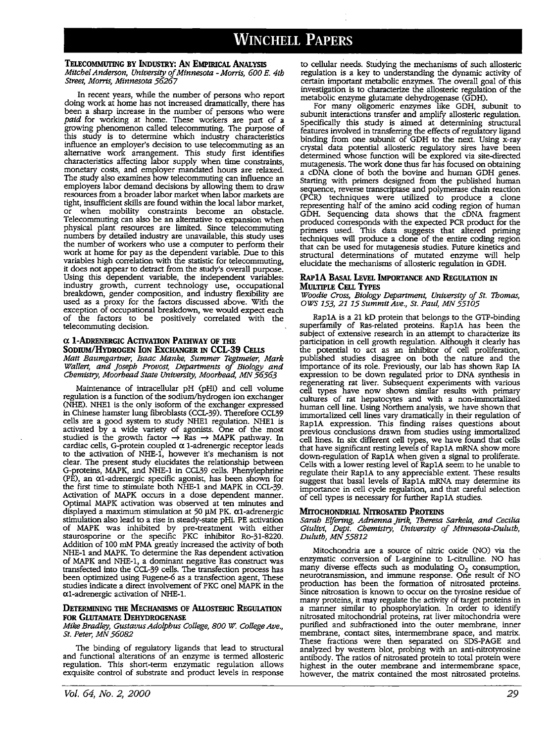# Winchell Papers

## Telecommuting by Industry: An Empirical Analysis

*Mitchel Anderson, University of Minnesota - Morris, 600 E. 4th Street, Morris, Minnesota 56267*

In recent years, while the number of persons who report doing work at home has not increased dramatically, there has been a sharp increase in the number of persons who were *paid* for working at home. These workers are part of a growing phenomenon called telecommuting. The purpose of this study is to determine which industry characteristics influence an employer's decision to use telecommuting as an alternative work arrangement. This study first identifies characteristics affecting labor supply when time constraints, monetary costs, and employer mandated hours are relaxed. The study also examines how telecommuting can influence an employers labor demand decisions by allowing them to draw resources from a broader labor market when labor markets are tight, insufficient skills are found within the local labor market, or when mobility constraints become an obstacle. Telecommuting can also be an alternative to expansion when physical plant resources are limited. Since telecommuting numbers by detailed industry are unavailable, this study uses the number of workers who use a computer to perform their work at home for pay as the dependent variable. Due to this variables high correlation with the statistic for telecommuting, it does not appear to detract from the study's overall purpose. Using this dependent variable, the independent variables: industry growth, current technology use, occupational breakdown, gender composition, and industry flexibility are used as a proxy for the factors discussed above. With the exception of occupational breakdown, we would expect each of the factors to be positively correlated with the telecommuting decision.

## α 1-Adrenergic Activation Pathway of the Sodium/Hydrogen Ion Exchanger in CCL-39 Cells

*Matt Baumgartner, Isaac Manke, Summer Tegtmeier, Mark Wallert, and Joseph Provost, Departments of Biology and Chemistry, Moorhead State University, Moorhead, MN 56563*

Maintenance of intracellular pH (pHi) and cell volume regulation is a function of the sodium/hydrogen ion exchanger (NHE). NHE1 is the only isoform of the exchanger expressed in Chinese hamster lung fibroblasts (CCL-39). Therefore CCL39 cells are a good system to study NHE1 regulation. NHE1 is activated by a wide variety of agonists. One of the most studied is the growth factor → Ras → MAPK pathway. In cardiac cells, G-protein coupled α 1-adrenergic receptor leads to the activation of NHE-1, however it's mechanism is not clear. The present study elucidates the relationship between G-proteins, MAPK, and NHE-1 in CCL39 cells. Phenylephrine (PE), an α1-adrenergic specific agonist, has been shown for the first time to stimulate both NHE-1 and MAPK in CCL-39. Activation of MAPK occurs in a dose dependent manner. Optimal MAPK activation was observed at ten minutes and displayed a maximum stimulation at 50 μM PK. α1-adrenergic stimulation also lead to a rise in steady-state pHi. PE activation of MAPK was inhibited by pre-treatment with either staurosporine or the specific PKC inhibitor Ro-31-8220. Addition of 100 mM PMA greatly increased the activity of both NHE-1 and MAPK. To determine the Ras dependent activation of MAPK and NHE-1, a dominant negative Ras construct was transfected into the CCL-39 cells. The transfection process has been optimized using Fugene-6 as a transfection agent, These studies indicate a direct involvement of PKC onel MAPK in the α1-adrenergic activation of NHE-1.

## Determining the Mechanisms of Allosteric Regulation for Glutamate Dehydrogenase

*Mike Bradley, Gustavus Adolphus College, 800 W. College Ave., St. Peter, MN 56082*

The binding of regulatory ligands that lead to structural and functional alterations of an enzyme is termed allosteric regulation. This short-term enzymatic regulation allows exquisite control of substrate and product levels in response to cellular needs. Studying the mechanisms of such allosteric regulation is a key to understanding the dynamic activity of certain important metabolic enzymes. The overall goal of this investigation is to characterize the allosteric regulation of the metabolic enzyme glutamate dehydrogenase (GDH).

For many oligomeric enzymes like GDH, subunit to subunit interactions transfer and amplify allosteric regulation. Specifically this study is aimed at determining structural features involved in transferring the effects of regulatory ligand binding from one subunit of GDH to the next. Using x-ray crystal data potential allosteric regulatory sires have been determined whose function will be explored via site-directed mutagenesis. The work done thus far has focused on obtaining a cDNA clone of both the bovine and human GDH genes. Starting with primers designed from the published human sequence, reverse transcriptase and polymerase chain reaction (PCR) techniques were utilized to produce a clone representing half of the amino acid coding region of human GDH. Sequencing data shows that the cDNA fragment produced corresponds with the expected PCR product for the primers used. This data suggests that altered priming techniques will produce a clone of the entire coding region that can be used for mutagenesis studies. Future kinetics and structural determinations of mutated enzyme will help elucidate the mechanisms of allosteric regulation in GDH.

## Rap1A Basal Level Importance and Regulation in Multiple Cell Types

*Woodie Cross, Biology Department, University of St. Thomas, OWS 153, 21 15 Summit Ave., St. Paul, MN 55105*

Rap1A is a 21 kD protein that belongs to the GTP-binding superfamily of Ras-related proteins. Rap1A has been the subject of extensive research in an attempt to characterize its participation in cell growth regulation. Although it clearly has the potential to act as an inhibitor of cell proliferation, published studies disagree on both the nature and the importance of its role. Previously, our lab has shown Rap IA expression to be down regulated prior to DNA synthesis in regenerating rat liver. Subsequent experiments with various cell types have now shown similar results with primary cultures of rat hepatocytes and with a non-immortalized human cell line. Using Northern analysis, we have shown that immortalized cell lines vary dramatically in their regulation of Rap1A expression. This finding raises questions about previous conclusions drawn from studies using immortalized cell lines. In six different cell types, we have found that cells that have significant resting levels of Rap1A mRNA show more down-regulation of Rap1A when given a signal to proliferate. Cells with a lower resting level of Rap1A seem to he unable to regulate their Rap1A to any appreciable extent. These results suggest that basal levels of Rap1A mRNA may determine its importance in cell cycle regulation, and that careful selection of cell types is necessary for further Rap1A studies.

## Mitochondrial Nitrosated Proteins

*Sarah Elfering, Adrienna Jirik, Theresa Sarkela, and Cecilia Giulivi, Dept. Chemistry, University of Minnesota-Duluth, Duluth, MN 55812*

Mitochondria are a source of nitric oxide (NO) via the enzymatic conversion of L-arginine to L-citrulline. NO has many diverse effects such as modulating $O_2$ consumption, neurotransmission, and immune response. One result of NO production has been the formation of nitrosated proteins. Since nitrosation is known to occur on the tyrosine residue of many proteins, it may regulate the activity of target proteins in a manner similar to phosphorylation. In order to identify nitrosated mitochondrial proteins, rat liver mitochondria were purified and subfractioned into the outer membrane, inner membrane, contact sites, intermembrane space, and matrix. These fractions were then separated on SDS-PAGE and analyzed by western blot, probing with an anti-nitrotyrosine antibody. The ratios of nitrosated protein to total protein were highest in the outer membrane and intermembrane space, however, the matrix contained the most nitrosated proteins.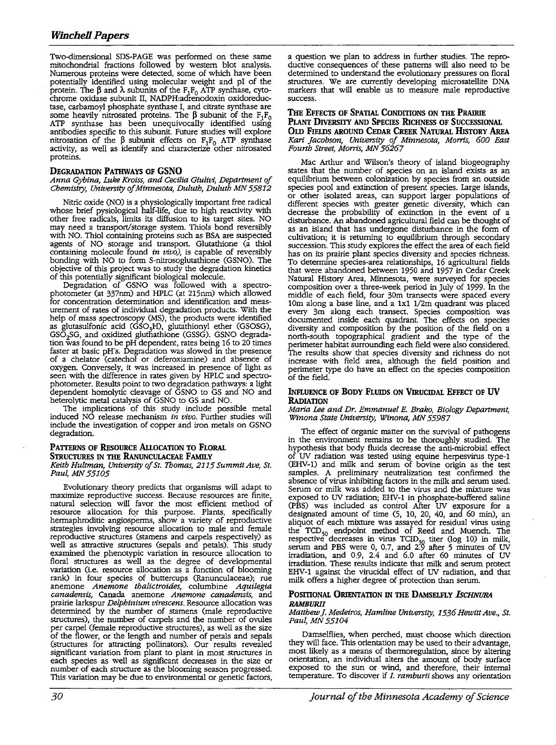Two-dimensional SDS-PAGE was performed on these same mitochondrial fractions followed by western blot analysis. Numerous proteins were detected, some of which have been potentially identified using molecular weight and pI of the protein. The β and λ subunits of the $F_1F_0$ ATP synthase, cytochrome oxidase subunit II, NADPH:adrenodoxin oxidoreductase, carbamoyl phosphate synthase I, and citrate synthase are some heavily nitrosated proteins. The β subunit of the $F_1F_0$ ATP synthase has been unequivocally identified using antibodies specific to this subunit. Future studies will explore nitrosation of the β subunit effects on $F_1F_0$ ATP synthase activity, as well as identify and characterize other nitrosated proteins.

## Degradation Pathways of GSNO

*Anna Gybina, Luke Kroiss, and Cecilia Giulivi, Department of Chemistry, University of Minnesota, Duluth, Duluth MN 55812*

Nitric oxide (NO) is a physiologically important free radical whose brief pysiological half-life, due to high reactivity with other free radicals, limits its diffusion to its target sites. NO may need a transport/storage system. Thiols bond reversibly with NO. Thiol containing proteins such as BSA are suspected agents of NO storage and transport. Glutathione (a thiol containing molecule found *in vivo*), is capable of reversibly bonding with NO to form S-nitrosoglutathione (GSNO). The objective of this project was to study the degradation kinetics of this potentially significant biological molecule.

Degradation of GSNO was followed with a spectrophotometer (at 337nm) and HPLC (at 215nm) which allowed for concentration determination and identification and measurement of rates of individual degradation products. With the help of mass spectroscopy (MS), the products were identified as glutasulfonic acid ($GSO_3H$), glutathionyl ether (GSOSG), $GSO_2SG$, and oxidized gluthathione (GSSG). GSNO degradation was found to be pH dependent, rates being 16 to 20 times faster at basic pH's. Degradation was slowed in the presence of a chelator (catechol or deferoxiamine) and absence of oxygen. Conversely, it was increased in presence of light as seen with the difference in rates given by HPLC and spectrophotometer. Results point to two degradation pathways: a light dependent homolytic cleavage of GSNO to GS and NO and heterolytic metal catalysis of GSNO to GS and NO.

The implications of this study include possible metal induced NO release mechanism *in vivo*. Further studies will include the investigation of copper and iron metals on GSNO degradation.

## Patterns of Resource Allocation to Floral Structures in the Ranunculaceae Family

*Keith Hultman, University of St. Thomas, 2115 Summit Ave, St. Paul, MN 55105*

Evolutionary theory predicts that organisms will adapt to maximize reproductive success. Because resources are finite, natural selection will favor the most efficient method of resource allocation for this purpose. Plants, specifically hermaphroditic angiosperms, show a variety of reproductive strategies involving resource allocation to male and female reproductive structures (stamens and carpels respectively) as well as attractive structures (sepals and petals). This study examined the phenotypic variation in resource allocation to floral structures as well as the degree of developmental variation (i.e. resource allocation as a function of blooming rank) in four species of buttercups (Ranunculaceae); rue anemone *Anemone thalictroides*, columbine *Aquilegia canadensis*, Canada anemone *Anemone canadensis*, and prairie larkspur *Delphinium virescens*. Resource allocation was determined by the number of stamens (male reproductive structures), the number of carpels and the number of ovules per carpel (female reproductive structures), as well as the size of the flower, or the length and number of petals and sepals (structures for attracting pollinators). Our results revealed significant variation from plant to plant in most structures in each species as well as significant decreases in the size or number of each structure as the blooming season progressed. This variation may be due to environmental or genetic factors, a question we plan to address in further studies. The reproductive consequences of these patterns will also need to be determined to understand the evolutionary pressures on floral structures. We are currently developing microsatellite DNA markers that will enable us to measure male reproductive success.

## The Effects of Spatial Conditions on the Prairie Plant Diversity and Species Richness of Successional Old Fields around Cedar Creek Natural History Area

*Kari Jacobson, University of Minnesota, Morris, 600 East Fourth Street, Morris, MN 56267*

Mac Arthur and Wilson's theory of island biogeography states that the number of species on an island exists as an equilibrium between colonization by species from an outside species pool and extinction of present species. Large islands, or other isolated areas, can support larger populations of different species with greater genetic diversity, which can decrease the probability of extinction in the event of a disturbance. An abandoned agricultural field can be thought of as an island that has undergone disturbance in the form of cultivation; it is returning to equilibrium through secondary succession. This study explores the effect the area of each field has on its prairie plant species diversity and species richness. To determine species-area relationships, 16 agricultural fields that were abandoned between 1950 and 1957 in Cedar Creek Natural History Area, Minnesota, were surveyed for species composition over a three-week period in July of 1999. In the middle of each field, four 30m transects were spaced every 10m along a base line, and a 1x1 1/2m quadrant was placed every 3m along each transect. Species composition was documented inside each quadrant. The effects on species diversity and composition by the position of the field on a north-south topographical gradient and the type of the perimeter habitat surrounding each field were also considered. The results show that species diversity and richness do not increase with field area, although the field position and perimeter type do have an effect on the species composition of the field.

## Influence of Body Fluids on Virucidal Effect of UV Radiation

*Maria Lee and Dr. Emmanuel E. Brako, Biology Department, Winona State University, Winona, MN 55987*

The effect of organic matter on the survival of pathogens in the environment remains to be thoroughly studied. The hypothesis that body fluids decrease the anti-microbial effect of UV radiation was tested using equine herpesvirus type-1 (EHV-1) and milk and serum of bovine origin as the test samples. A preliminary neutralization test confirmed the absence of virus inhibiting factors in the milk and serum used. Serum or milk was added to the virus and the mixture was exposed to UV radiation; EHV-1 in phosphate-buffered saline (PBS) was included as control After UV exposure for a designated amount of time (5, 10, 20, 40, and 60 min), an aliquot of each mixture was assayed for residual virus using the $TCD_{50}$ endpoint method of Reed and Muench. The respective decreases in virus $TCID_{50}$ titer (log 10) in milk, serum and PBS were 0, 0.7, and 2.9 after 5 minutes of UV irradiation, and 0.9, 2.4 and 6.0 after 60 minutes of UV irradiation. These results indicate that milk and serum protect EHV-1 against the virucidal effect of UV radiation, and that milk offers a higher degree of protection than serum.

## Positional Orientation in the Damselfly *Ischnura ramburii*

*Matthew J. Medeiros, Hamline University, 1536 Hewitt Ave., St. Paul, MN 55104*

Damselflies, when perched, must choose which direction they will face. This orientation may be used to their advantage, most likely as a means of thermoregulation, since by altering orientation, an individual alters the amount of body surface exposed to the sun or wind, and therefore, their internal temperature. To discover if *I. ramburii* shows any orientation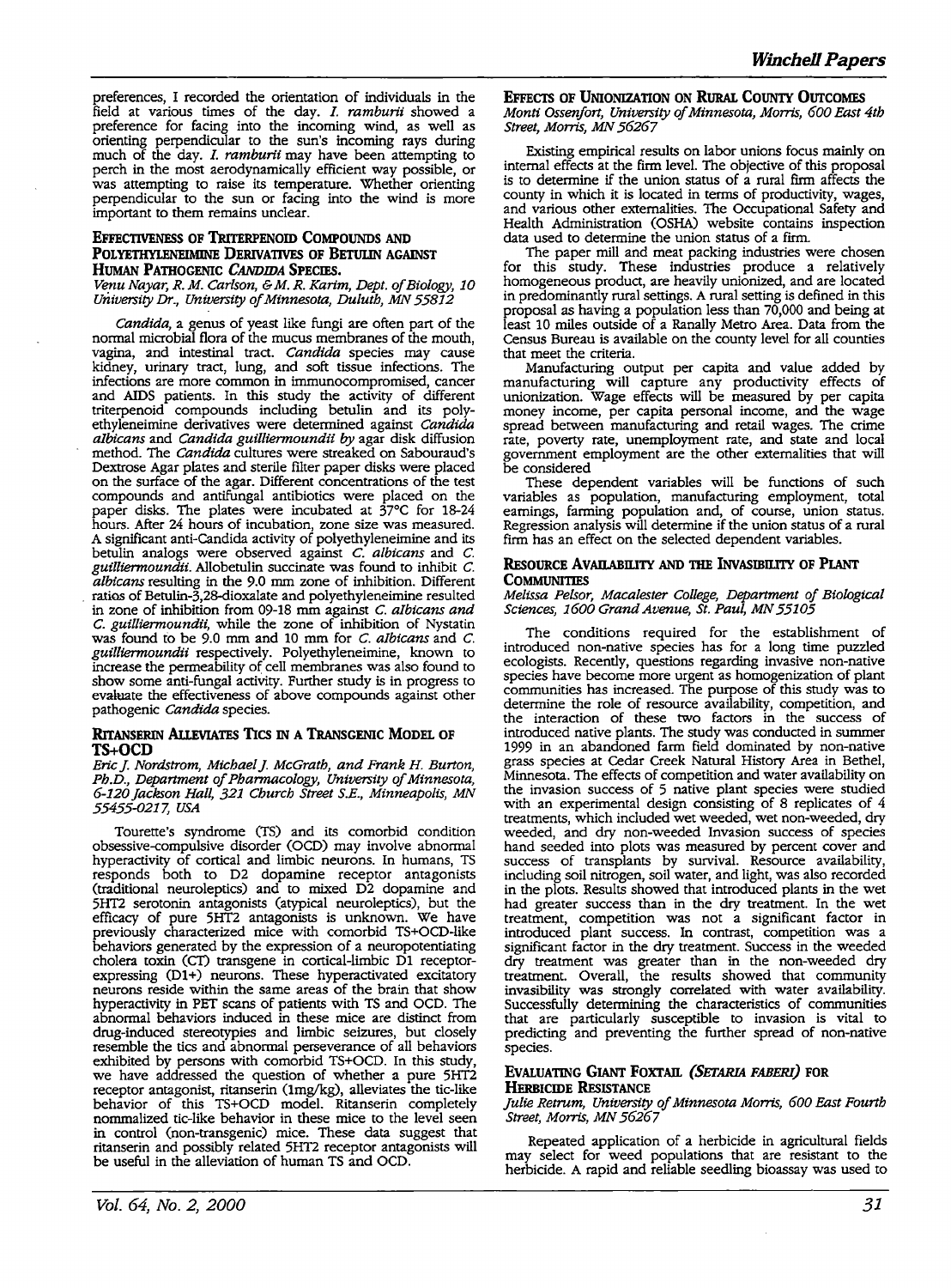preferences, I recorded the orientation of individuals in the field at various times of the day. *I. ramburii* showed a preference for facing into the incoming wind, as well as orienting perpendicular to the sun's incoming rays during much of the day. *I. ramburii* may have been attempting to perch in the most aerodynamically efficient way possible, or was attempting to raise its temperature. Whether orienting perpendicular to the sun or facing into the wind is more important to them remains unclear.

### Effectiveness of Triterpenoid Compounds and Polyethyleneimine Derivatives of Betulin against Human Pathogenic *Candida* Species.

*Venu Nayar, R. M. Carlson, & M. R. Karim, Dept. of Biology, 10 University Dr., University of Minnesota, Duluth, MN 55812*

*Candida*, a genus of yeast like fungi are often part of the normal microbial flora of the mucus membranes of the mouth, vagina, and intestinal tract. *Candida* species may cause kidney, urinary tract, lung, and soft tissue infections. The infections are more common in immunocompromised, cancer and AIDS patients. In this study the activity of different triterpenoid compounds including betulin and its polyethyleneimine derivatives were determined against *Candida albicans* and *Candida guilliermoundii by* agar disk diffusion method. The *Candida* cultures were streaked on Sabouraud's Dextrose Agar plates and sterile filter paper disks were placed on the surface of the agar. Different concentrations of the test compounds and antifungal antibiotics were placed on the paper disks. The plates were incubated at 37°C for 18-24 hours. After 24 hours of incubation, zone size was measured. A significant anti-Candida activity of polyethyleneimine and its betulin analogs were observed against *C. albicans* and *C. guilliermoundii*. Allobetulin succinate was found to inhibit *C. albicans* resulting in the 9.0 mm zone of inhibition. Different ratios of Betulin-3,28-dioxalate and polyethyleneimine resulted in zone of inhibition from 09-18 mm against *C. albicans and C. guilliermoundii*, while the zone of inhibition of Nystatin was found to be 9.0 mm and 10 mm for *C. albicans* and *C. guilliermoundii* respectively. Polyethyleneimine, known to increase the permeability of cell membranes was also found to show some anti-fungal activity. Further study is in progress to evaluate the effectiveness of above compounds against other pathogenic *Candida* species.

### Ritanserin Alleviates Tics in a Transgenic Model of TS+OCD

*Eric J. Nordstrom, Michael J. McGrath, and Frank H. Burton, Ph.D., Department of Pharmacology, University of Minnesota, 6-120 Jackson Hall, 321 Church Street S.E., Minneapolis, MN 55455-0217, USA*

Tourette's syndrome (TS) and its comorbid condition obsessive-compulsive disorder (OCD) may involve abnormal hyperactivity of cortical and limbic neurons. In humans, TS responds both to D2 dopamine receptor antagonists (traditional neuroleptics) and to mixed D2 dopamine and 5HT2 serotonin antagonists (atypical neuroleptics), but the efficacy of pure 5HT2 antagonists is unknown. We have previously characterized mice with comorbid TS+OCD-like behaviors generated by the expression of a neuropotentiating cholera toxin (CT) transgene in cortical-limbic D1 receptor-expressing (D1+) neurons. These hyperactivated excitatory neurons reside within the same areas of the brain that show hyperactivity in PET scans of patients with TS and OCD. The abnormal behaviors induced in these mice are distinct from drug-induced stereotypies and limbic seizures, but closely resemble the tics and abnormal perseverance of all behaviors exhibited by persons with comorbid TS+OCD. In this study, we have addressed the question of whether a pure 5HT2 receptor antagonist, ritanserin (1mg/kg), alleviates the tic-like behavior of this TS+OCD model. Ritanserin completely normalized tic-like behavior in these mice to the level seen in control (non-transgenic) mice. These data suggest that ritanserin and possibly related 5HT2 receptor antagonists will be useful in the alleviation of human TS and OCD.

### Effects of Unionization on Rural County Outcomes

*Monti Ossenfort, University of Minnesota, Morris, 600 East 4th Street, Morris, MN 56267*

Existing empirical results on labor unions focus mainly on internal effects at the firm level. The objective of this proposal is to determine if the union status of a rural firm affects the county in which it is located in terms of productivity, wages, and various other externalities. The Occupational Safety and Health Administration (OSHA) website contains inspection data used to determine the union status of a firm.

The paper mill and meat packing industries were chosen for this study. These industries produce a relatively homogeneous product, are heavily unionized, and are located in predominantly rural settings. A rural setting is defined in this proposal as having a population less than 70,000 and being at least 10 miles outside of a Ranally Metro Area. Data from the Census Bureau is available on the county level for all counties that meet the criteria.

Manufacturing output per capita and value added by manufacturing will capture any productivity effects of unionization. Wage effects will be measured by per capita money income, per capita personal income, and the wage spread between manufacturing and retail wages. The crime rate, poverty rate, unemployment rate, and state and local government employment are the other externalities that will be considered

These dependent variables will be functions of such variables as population, manufacturing employment, total earnings, farming population and, of course, union status. Regression analysis will determine if the union status of a rural firm has an effect on the selected dependent variables.

### Resource Availability and the Invasibility of Plant Communities

*Melissa Pelsor, Macalester College, Department of Biological Sciences, 1600 Grand Avenue, St. Paul, MN 55105*

The conditions required for the establishment of introduced non-native species has for a long time puzzled ecologists. Recently, questions regarding invasive non-native species have become more urgent as homogenization of plant communities has increased. The purpose of this study was to determine the role of resource availability, competition, and the interaction of these two factors in the success of introduced native plants. The study was conducted in summer 1999 in an abandoned farm field dominated by non-native grass species at Cedar Creek Natural History Area in Bethel, Minnesota. The effects of competition and water availability on the invasion success of 5 native plant species were studied with an experimental design consisting of 8 replicates of 4 treatments, which included wet weeded, wet non-weeded, dry weeded, and dry non-weeded Invasion success of species hand seeded into plots was measured by percent cover and success of transplants by survival. Resource availability, including soil nitrogen, soil water, and light, was also recorded in the plots. Results showed that introduced plants in the wet had greater success than in the dry treatment. In the wet treatment, competition was not a significant factor in introduced plant success. In contrast, competition was a significant factor in the dry treatment. Success in the weeded dry treatment was greater than in the non-weeded dry treatment. Overall, the results showed that community invasibility was strongly correlated with water availability. Successfully determining the characteristics of communities that are particularly susceptible to invasion is vital to predicting and preventing the further spread of non-native species.

### Evaluating Giant Foxtail (*Setaria faberi*) for Herbicide Resistance

*Julie Retrum, University of Minnesota Morris, 600 East Fourth Street, Morris, MN 56267*

Repeated application of a herbicide in agricultural fields may select for weed populations that are resistant to the herbicide. A rapid and reliable seedling bioassay was used to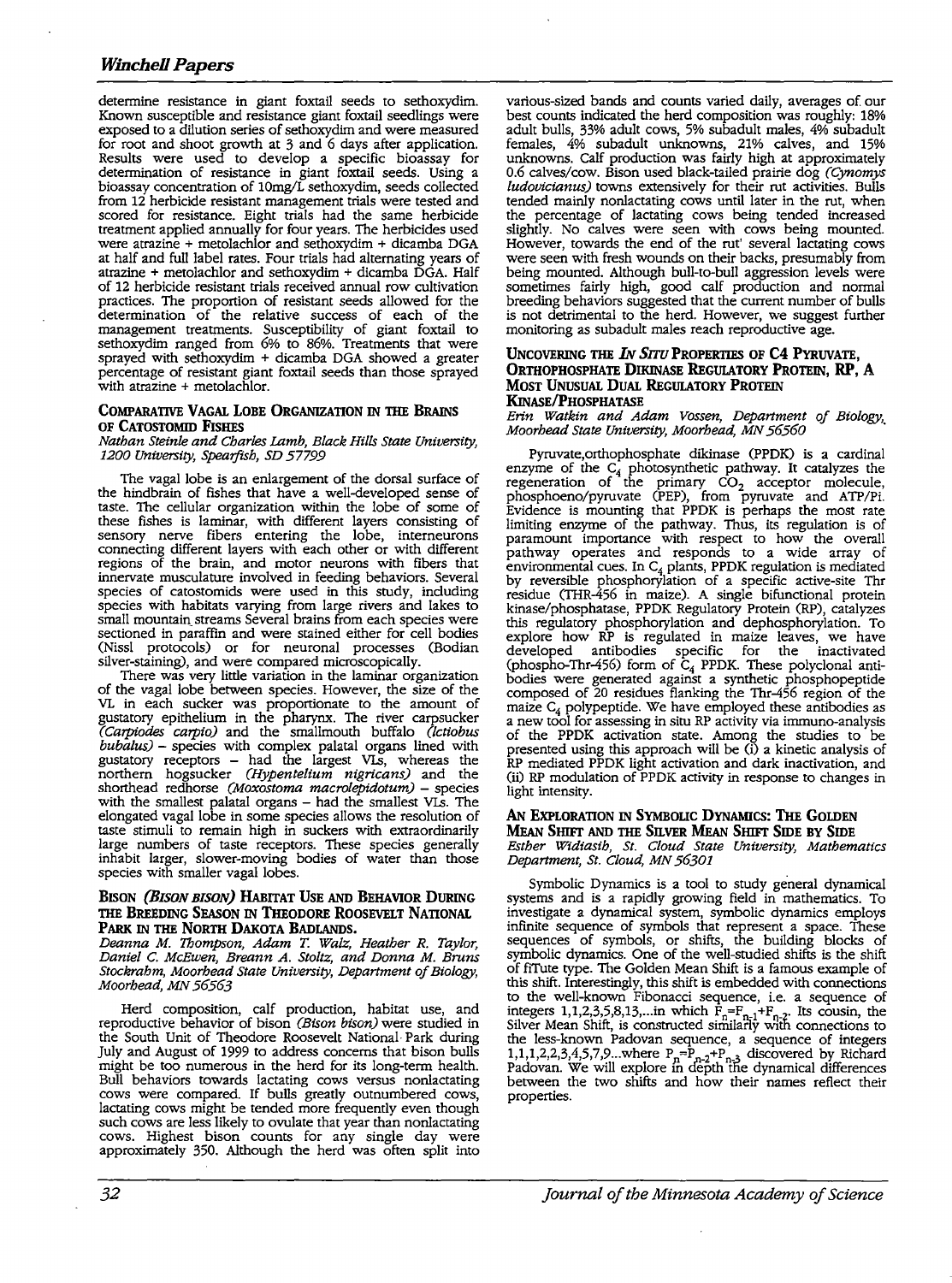determine resistance in giant foxtail seeds to sethoxydim. Known susceptible and resistance giant foxtail seedlings were exposed to a dilution series of sethoxydim and were measured for root and shoot growth at 3 and 6 days after application. Results were used to develop a specific bioassay for determination of resistance in giant foxtail seeds. Using a bioassay concentration of 10mg/L sethoxydim, seeds collected from 12 herbicide resistant management trials were tested and scored for resistance. Eight trials had the same herbicide treatment applied annually for four years. The herbicides used were atrazine + metolachlor and sethoxydim + dicamba DGA at half and full label rates. Four trials had alternating years of atrazine + metolachlor and sethoxydim + dicamba DGA. Half of 12 herbicide resistant trials received annual row cultivation practices. The proportion of resistant seeds allowed for the determination of the relative success of each of the management treatments. Susceptibility of giant foxtail to sethoxydim ranged from 6% to 86%. Treatments that were sprayed with sethoxydim + dicamba DGA showed a greater percentage of resistant giant foxtail seeds than those sprayed with atrazine + metolachlor.

### Comparative Vagal Lobe Organization in the Brains of Catostomid Fishes

*Nathan Steinle and Charles Lamb, Black Hills State University, 1200 University, Spearfish, SD 57799*

The vagal lobe is an enlargement of the dorsal surface of the hindbrain of fishes that have a well-developed sense of taste. The cellular organization within the lobe of some of these fishes is laminar, with different layers consisting of sensory nerve fibers entering the lobe, interneurons connecting different layers with each other or with different regions of the brain, and motor neurons with fibers that innervate musculature involved in feeding behaviors. Several species of catostomids were used in this study, including species with habitats varying from large rivers and lakes to small mountain streams Several brains from each species were sectioned in paraffin and were stained either for cell bodies (Nissl protocols) or for neuronal processes (Bodian silver-staining), and were compared microscopically.

There was very little variation in the laminar organization of the vagal lobe between species. However, the size of the VL in each sucker was proportionate to the amount of gustatory epithelium in the pharynx. The river carpsucker *(Carpiodes carpio)* and the smallmouth buffalo *(Ictiobus bubalus)* – species with complex palatal organs lined with gustatory receptors – had the largest VLs, whereas the northern hogsucker *(Hypentelium nigricans)* and the shorthead redhorse *(Moxostoma macrolepidotum)* – species with the smallest palatal organs – had the smallest VLs. The elongated vagal lobe in some species allows the resolution of taste stimuli to remain high in suckers with extraordinarily large numbers of taste receptors. These species generally inhabit larger, slower-moving bodies of water than those species with smaller vagal lobes.

### Bison *(Bison bison)* Habitat Use and Behavior During the Breeding Season in Theodore Roosevelt National Park in the North Dakota Badlands.

*Deanna M. Thompson, Adam T. Walz, Heather R. Taylor, Daniel C. McEwen, Breann A. Stoltz, and Donna M. Bruns Stockrahm, Moorhead State University, Department of Biology, Moorhead, MN 56563*

Herd composition, calf production, habitat use, and reproductive behavior of bison *(Bison bison)* were studied in the South Unit of Theodore Roosevelt National Park during July and August of 1999 to address concerns that bison bulls might be too numerous in the herd for its long-term health. Bull behaviors towards lactating cows versus nonlactating cows were compared. If bulls greatly outnumbered cows, lactating cows might be tended more frequently even though such cows are less likely to ovulate that year than nonlactating cows. Highest bison counts for any single day were approximately 350. Although the herd was often split into various-sized bands and counts varied daily, averages of our best counts indicated the herd composition was roughly: 18% adult bulls, 33% adult cows, 5% subadult males, 4% subadult females, 4% subadult unknowns, 21% calves, and 15% unknowns. Calf production was fairly high at approximately 0.6 calves/cow. Bison used black-tailed prairie dog *(Cynomys ludovicianus)* towns extensively for their rut activities. Bulls tended mainly nonlactating cows until later in the rut, when the percentage of lactating cows being tended increased slightly. No calves were seen with cows being mounted. However, towards the end of the rut' several lactating cows were seen with fresh wounds on their backs, presumably from being mounted. Although bull-to-bull aggression levels were sometimes fairly high, good calf production and normal breeding behaviors suggested that the current number of bulls is not detrimental to the herd. However, we suggest further monitoring as subadult males reach reproductive age.

### Uncovering the *In Situ* Properties of C4 Pyruvate, Orthophosphate Dikinase Regulatory Protein, RP, A Most Unusual Dual Regulatory Protein Kinase/Phosphatase

*Erin Watkin and Adam Vossen, Department of Biology, Moorhead State University, Moorhead, MN 56560*

Pyruvate,orthophosphate dikinase (PPDK) is a cardinal enzyme of the $C_4$ photosynthetic pathway. It catalyzes the regeneration of the primary $CO_2$ acceptor molecule, phosphoeno/pyruvate (PEP), from pyruvate and ATP/Pi. Evidence is mounting that PPDK is perhaps the most rate limiting enzyme of the pathway. Thus, its regulation is of paramount importance with respect to how the overall pathway operates and responds to a wide array of environmental cues. In $C_4$ plants, PPDK regulation is mediated by reversible phosphorylation of a specific active-site Thr residue (THR-456 in maize). A single bifunctional protein kinase/phosphatase, PPDK Regulatory Protein (RP), catalyzes this regulatory phosphorylation and dephosphorylation. To explore how RP is regulated in maize leaves, we have developed antibodies specific for the inactivated (phospho-Thr-456) form of $C_4$ PPDK. These polyclonal antibodies were generated against a synthetic phosphopeptide composed of 20 residues flanking the Thr-456 region of the maize $C_4$ polypeptide. We have employed these antibodies as a new tool for assessing in situ RP activity via immuno-analysis of the PPDK activation state. Among the studies to be presented using this approach will be (i) a kinetic analysis of RP mediated PPDK light activation and dark inactivation, and (ii) RP modulation of PPDK activity in response to changes in light intensity.

### An Exploration in Symbolic Dynamics: The Golden Mean Shift and the Silver Mean Shift Side by Side

*Esther Widiasih, St. Cloud State University, Mathematics Department, St. Cloud, MN 56301*

Symbolic Dynamics is a tool to study general dynamical systems and is a rapidly growing field in mathematics. To investigate a dynamical system, symbolic dynamics employs infinite sequence of symbols that represent a space. These sequences of symbols, or shifts, the building blocks of symbolic dynamics. One of the well-studied shifts is the shift of fiTute type. The Golden Mean Shift is a famous example of this shift. Interestingly, this shift is embedded with connections to the well-known Fibonacci sequence, i.e. a sequence of integers 1,1,2,3,5,8,13,...in which $F_n=F_{n-1}+F_{n-2}$. Its cousin, the Silver Mean Shift, is constructed similarly with connections to the less-known Padovan sequence, a sequence of integers 1,1,1,2,2,3,4,5,7,9...where $P_n=P_{n-2}+P_{n-3}$ discovered by Richard Padovan. We will explore in depth the dynamical differences between the two shifts and how their names reflect their properties.